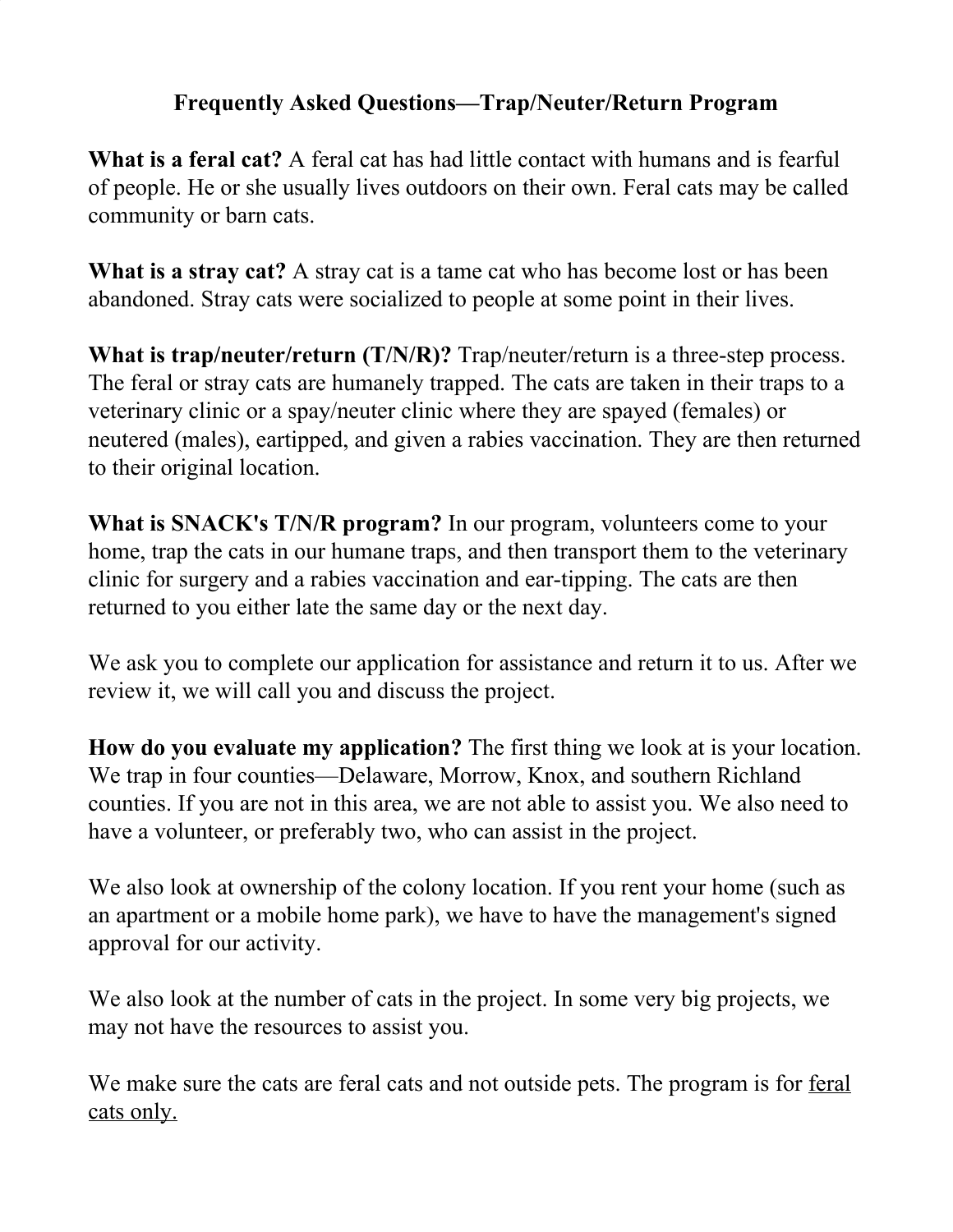# Frequently Asked Questions—Trap/Neuter/Return Program

**What is a feral cat?** A feral cat has had little contact with humans and is fearful of people. He or she usually lives outdoors on their own. Feral cats may be called community or barn cats.

**What is a stray cat?** A stray cat is a tame cat who has become lost or has been abandoned. Stray cats were socialized to people at some point in their lives.

**What is trap/neuter/return (T/N/R)?** Trap/neuter/return is a three-step process. The feral or stray cats are humanely trapped. The cats are taken in their traps to a veterinary clinic or a spay/neuter clinic where they are spayed (females) or neutered (males), eartipped, and given a rabies vaccination. They are then returned to their original location.

**What is SNACK's T/N/R program?** In our program, volunteers come to your home, trap the cats in our humane traps, and then transport them to the veterinary clinic for surgery and a rabies vaccination and ear-tipping. The cats are then returned to you either late the same day or the next day.

We ask you to complete our application for assistance and return it to us. After we review it, we will call you and discuss the project.

**How do you evaluate my application?** The first thing we look at is your location. We trap in four counties—Delaware, Morrow, Knox, and southern Richland counties. If you are not in this area, we are not able to assist you. We also need to have a volunteer, or preferably two, who can assist in the project.

We also look at ownership of the colony location. If you rent your home (such as an apartment or a mobile home park), we have to have the management's signed approval for our activity.

We also look at the number of cats in the project. In some very big projects, we may not have the resources to assist you.

We make sure the cats are feral cats and not outside pets. The program is for <u>feral cats only.</u>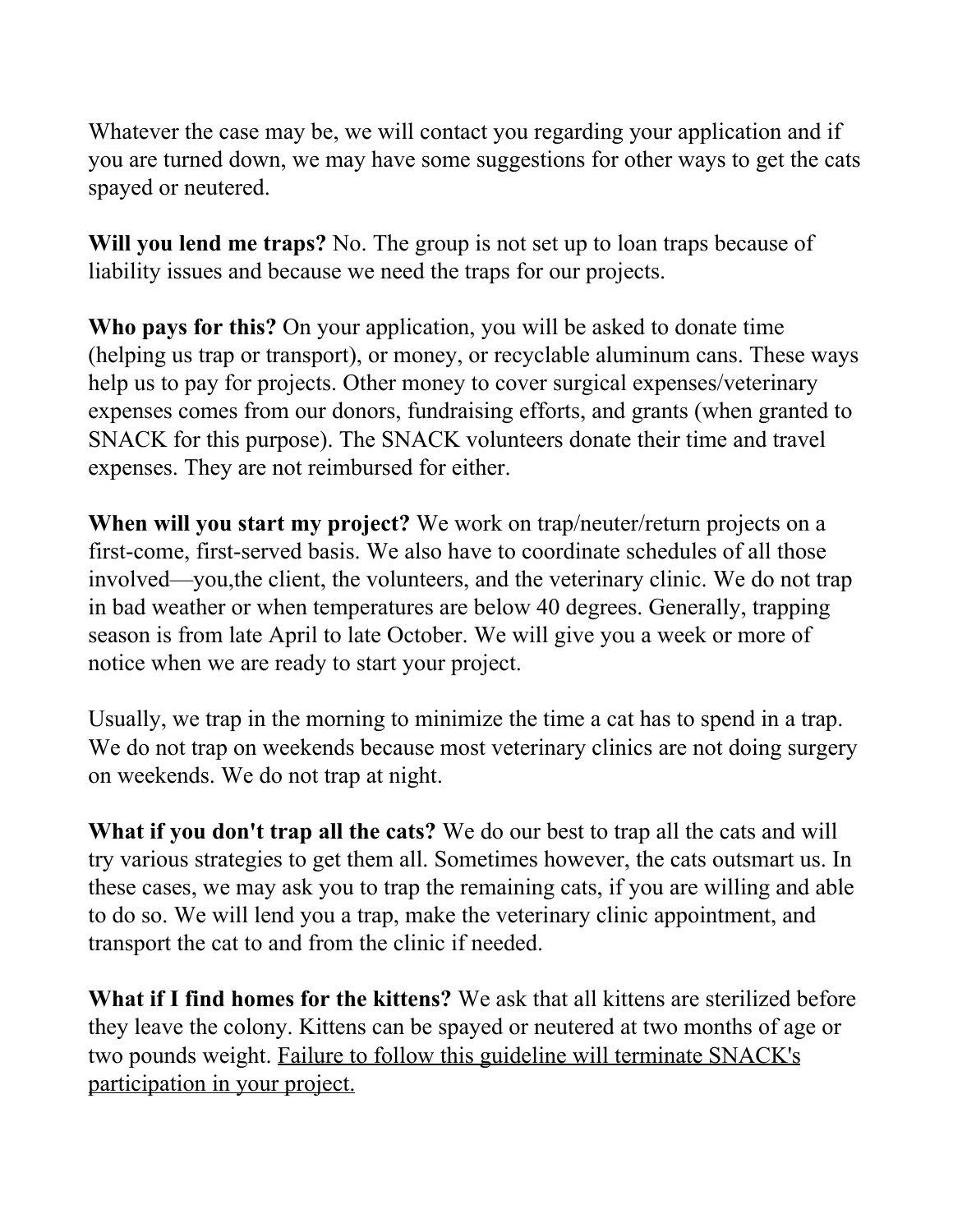Whatever the case may be, we will contact you regarding your application and if you are turned down, we may have some suggestions for other ways to get the cats spayed or neutered.

**Will you lend me traps?** No. The group is not set up to loan traps because of liability issues and because we need the traps for our projects.

**Who pays for this?** On your application, you will be asked to donate time (helping us trap or transport), or money, or recyclable aluminum cans. These ways help us to pay for projects. Other money to cover surgical expenses/veterinary expenses comes from our donors, fundraising efforts, and grants (when granted to SNACK for this purpose). The SNACK volunteers donate their time and travel expenses. They are not reimbursed for either.

**When will you start my project?** We work on trap/neuter/return projects on a first-come, first-served basis. We also have to coordinate schedules of all those involved—you,the client, the volunteers, and the veterinary clinic. We do not trap in bad weather or when temperatures are below 40 degrees. Generally, trapping season is from late April to late October. We will give you a week or more of notice when we are ready to start your project.

Usually, we trap in the morning to minimize the time a cat has to spend in a trap. We do not trap on weekends because most veterinary clinics are not doing surgery on weekends. We do not trap at night.

**What if you don't trap all the cats?** We do our best to trap all the cats and will try various strategies to get them all. Sometimes however, the cats outsmart us. In these cases, we may ask you to trap the remaining cats, if you are willing and able to do so. We will lend you a trap, make the veterinary clinic appointment, and transport the cat to and from the clinic if needed.

**What if I find homes for the kittens?** We ask that all kittens are sterilized before they leave the colony. Kittens can be spayed or neutered at two months of age or two pounds weight. <u>Failure to follow this guideline will terminate SNACK's participation in your project.</u>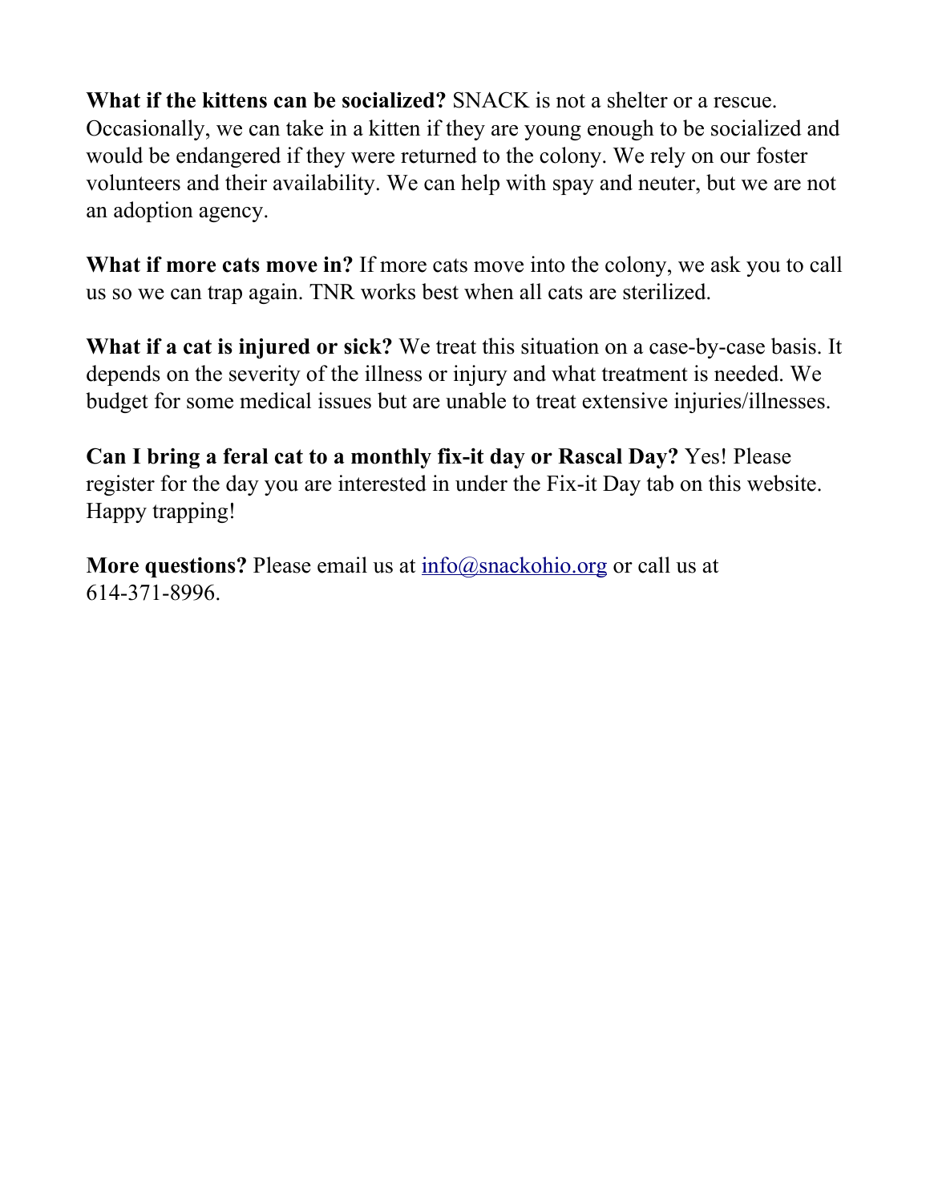**What if the kittens can be socialized?** SNACK is not a shelter or a rescue. Occasionally, we can take in a kitten if they are young enough to be socialized and would be endangered if they were returned to the colony. We rely on our foster volunteers and their availability. We can help with spay and neuter, but we are not an adoption agency.

**What if more cats move in?** If more cats move into the colony, we ask you to call us so we can trap again. TNR works best when all cats are sterilized.

**What if a cat is injured or sick?** We treat this situation on a case-by-case basis. It depends on the severity of the illness or injury and what treatment is needed. We budget for some medical issues but are unable to treat extensive injuries/illnesses.

**Can I bring a feral cat to a monthly fix-it day or Rascal Day?** Yes! Please register for the day you are interested in under the Fix-it Day tab on this website. Happy trapping!

**More questions?** Please email us at [info@snackohio.org](mailto:info@snackohio.org) or call us at 614-371-8996.